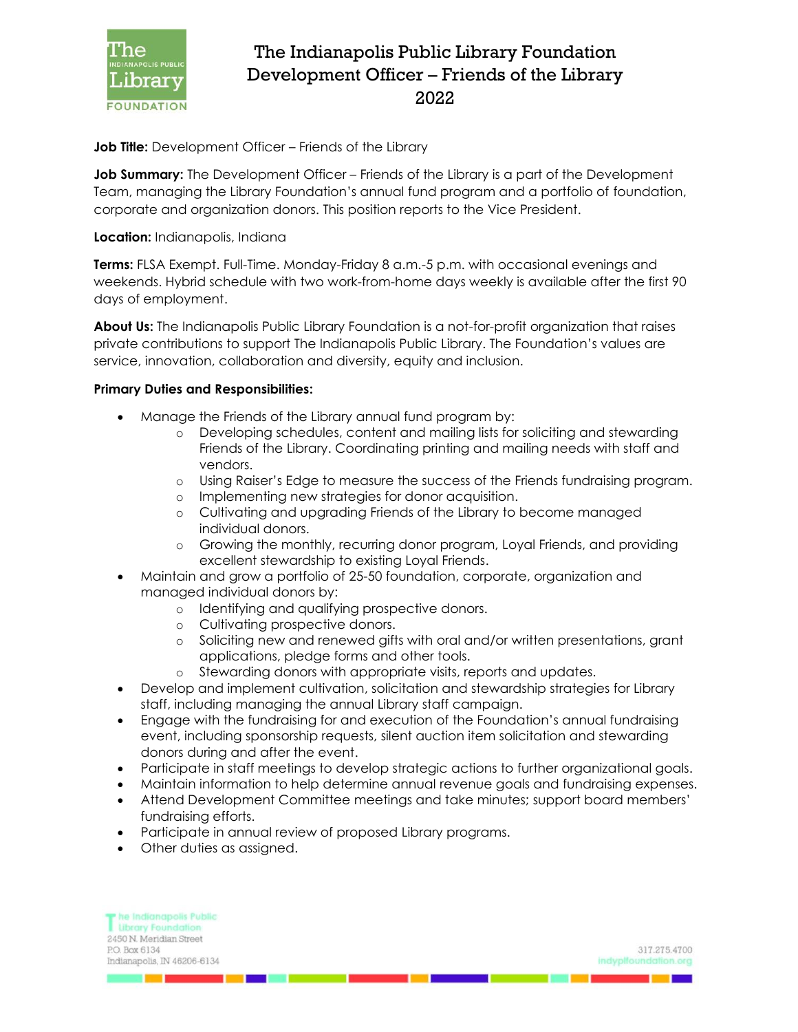# The Indianapolis Public Library Foundation
## Development Officer – Friends of the Library
## 2022

**Job Title:** Development Officer – Friends of the Library

**Job Summary:** The Development Officer – Friends of the Library is a part of the Development Team, managing the Library Foundation's annual fund program and a portfolio of foundation, corporate and organization donors. This position reports to the Vice President.

**Location:** Indianapolis, Indiana

**Terms:** FLSA Exempt. Full-Time. Monday-Friday 8 a.m.-5 p.m. with occasional evenings and weekends. Hybrid schedule with two work-from-home days weekly is available after the first 90 days of employment.

**About Us:** The Indianapolis Public Library Foundation is a not-for-profit organization that raises private contributions to support The Indianapolis Public Library. The Foundation's values are service, innovation, collaboration and diversity, equity and inclusion.

**Primary Duties and Responsibilities:**

- Manage the Friends of the Library annual fund program by:
  - Developing schedules, content and mailing lists for soliciting and stewarding Friends of the Library. Coordinating printing and mailing needs with staff and vendors.
  - Using Raiser's Edge to measure the success of the Friends fundraising program.
  - Implementing new strategies for donor acquisition.
  - Cultivating and upgrading Friends of the Library to become managed individual donors.
  - Growing the monthly, recurring donor program, Loyal Friends, and providing excellent stewardship to existing Loyal Friends.
- Maintain and grow a portfolio of 25-50 foundation, corporate, organization and managed individual donors by:
  - Identifying and qualifying prospective donors.
  - Cultivating prospective donors.
  - Soliciting new and renewed gifts with oral and/or written presentations, grant applications, pledge forms and other tools.
  - Stewarding donors with appropriate visits, reports and updates.
- Develop and implement cultivation, solicitation and stewardship strategies for Library staff, including managing the annual Library staff campaign.
- Engage with the fundraising for and execution of the Foundation's annual fundraising event, including sponsorship requests, silent auction item solicitation and stewarding donors during and after the event.
- Participate in staff meetings to develop strategic actions to further organizational goals.
- Maintain information to help determine annual revenue goals and fundraising expenses.
- Attend Development Committee meetings and take minutes; support board members' fundraising efforts.
- Participate in annual review of proposed Library programs.
- Other duties as assigned.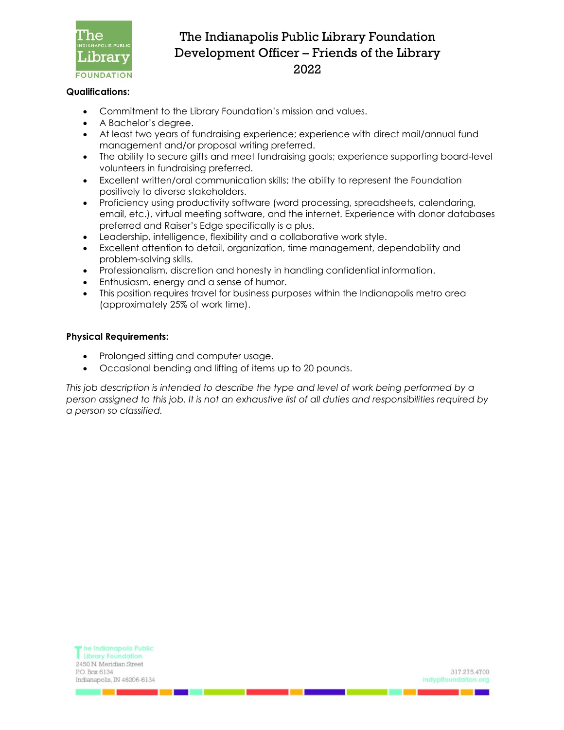# The Indianapolis Public Library Foundation
## Development Officer – Friends of the Library
## 2022

**Qualifications:**

- Commitment to the Library Foundation's mission and values.
- A Bachelor's degree.
- At least two years of fundraising experience; experience with direct mail/annual fund management and/or proposal writing preferred.
- The ability to secure gifts and meet fundraising goals; experience supporting board-level volunteers in fundraising preferred.
- Excellent written/oral communication skills; the ability to represent the Foundation positively to diverse stakeholders.
- Proficiency using productivity software (word processing, spreadsheets, calendaring, email, etc.), virtual meeting software, and the internet. Experience with donor databases preferred and Raiser's Edge specifically is a plus.
- Leadership, intelligence, flexibility and a collaborative work style.
- Excellent attention to detail, organization, time management, dependability and problem-solving skills.
- Professionalism, discretion and honesty in handling confidential information.
- Enthusiasm, energy and a sense of humor.
- This position requires travel for business purposes within the Indianapolis metro area (approximately 25% of work time).

**Physical Requirements:**

- Prolonged sitting and computer usage.
- Occasional bending and lifting of items up to 20 pounds.

*This job description is intended to describe the type and level of work being performed by a person assigned to this job. It is not an exhaustive list of all duties and responsibilities required by a person so classified.*

The Indianapolis Public Library Foundation
2450 N. Meridian Street
P.O. Box 6134
Indianapolis, IN 46206-6134

317.275.4700
indyplfoundation.org